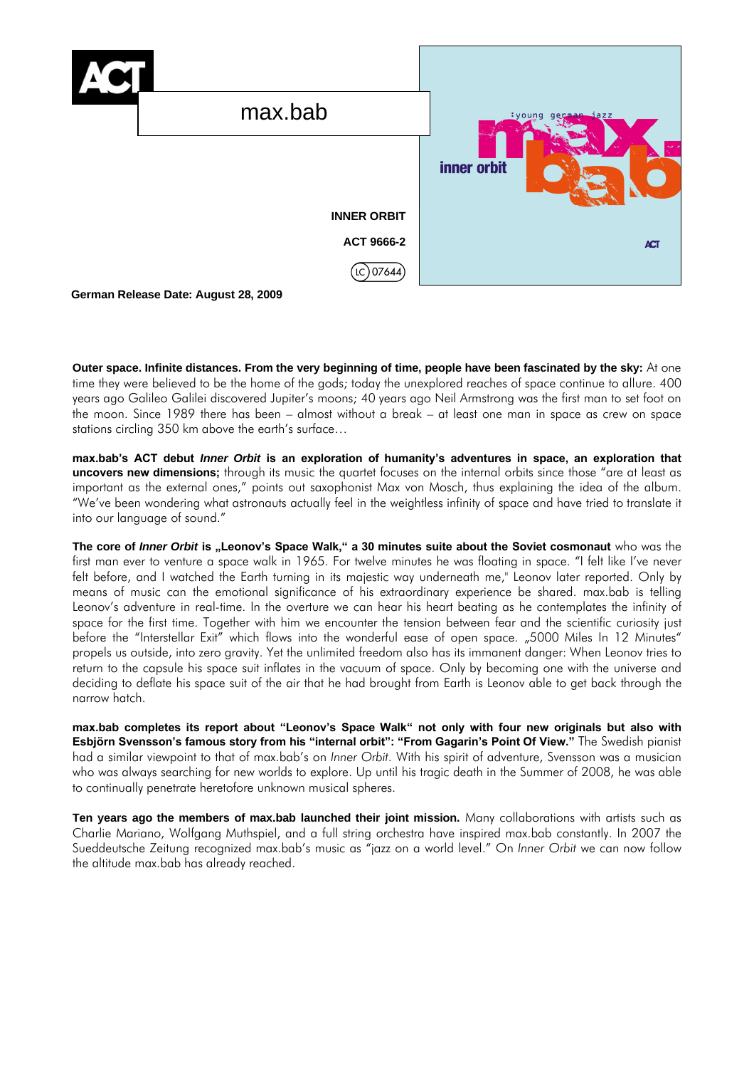ACT

# max.bab

**INNER ORBIT**

**ACT 9666-2**

LC 07644

**German Release Date: August 28, 2009**

**Outer space. Infinite distances. From the very beginning of time, people have been fascinated by the sky:** At one time they were believed to be the home of the gods; today the unexplored reaches of space continue to allure. 400 years ago Galileo Galilei discovered Jupiter's moons; 40 years ago Neil Armstrong was the first man to set foot on the moon. Since 1989 there has been – almost without a break – at least one man in space as crew on space stations circling 350 km above the earth's surface…

**max.bab's ACT debut *Inner Orbit* is an exploration of humanity's adventures in space, an exploration that uncovers new dimensions;** through its music the quartet focuses on the internal orbits since those "are at least as important as the external ones," points out saxophonist Max von Mosch, thus explaining the idea of the album. "We've been wondering what astronauts actually feel in the weightless infinity of space and have tried to translate it into our language of sound."

**The core of *Inner Orbit* is „Leonov's Space Walk," a 30 minutes suite about the Soviet cosmonaut** who was the first man ever to venture a space walk in 1965. For twelve minutes he was floating in space. "I felt like I've never felt before, and I watched the Earth turning in its majestic way underneath me," Leonov later reported. Only by means of music can the emotional significance of his extraordinary experience be shared. max.bab is telling Leonov's adventure in real-time. In the overture we can hear his heart beating as he contemplates the infinity of space for the first time. Together with him we encounter the tension between fear and the scientific curiosity just before the "Interstellar Exit" which flows into the wonderful ease of open space. „5000 Miles In 12 Minutes" propels us outside, into zero gravity. Yet the unlimited freedom also has its immanent danger: When Leonov tries to return to the capsule his space suit inflates in the vacuum of space. Only by becoming one with the universe and deciding to deflate his space suit of the air that he had brought from Earth is Leonov able to get back through the narrow hatch.

**max.bab completes its report about "Leonov's Space Walk" not only with four new originals but also with Esbjörn Svensson's famous story from his "internal orbit": "From Gagarin's Point Of View."** The Swedish pianist had a similar viewpoint to that of max.bab's on *Inner Orbit*. With his spirit of adventure, Svensson was a musician who was always searching for new worlds to explore. Up until his tragic death in the Summer of 2008, he was able to continually penetrate heretofore unknown musical spheres.

**Ten years ago the members of max.bab launched their joint mission.** Many collaborations with artists such as Charlie Mariano, Wolfgang Muthspiel, and a full string orchestra have inspired max.bab constantly. In 2007 the Sueddeutsche Zeitung recognized max.bab's music as "jazz on a world level." On *Inner Orbit* we can now follow the altitude max.bab has already reached.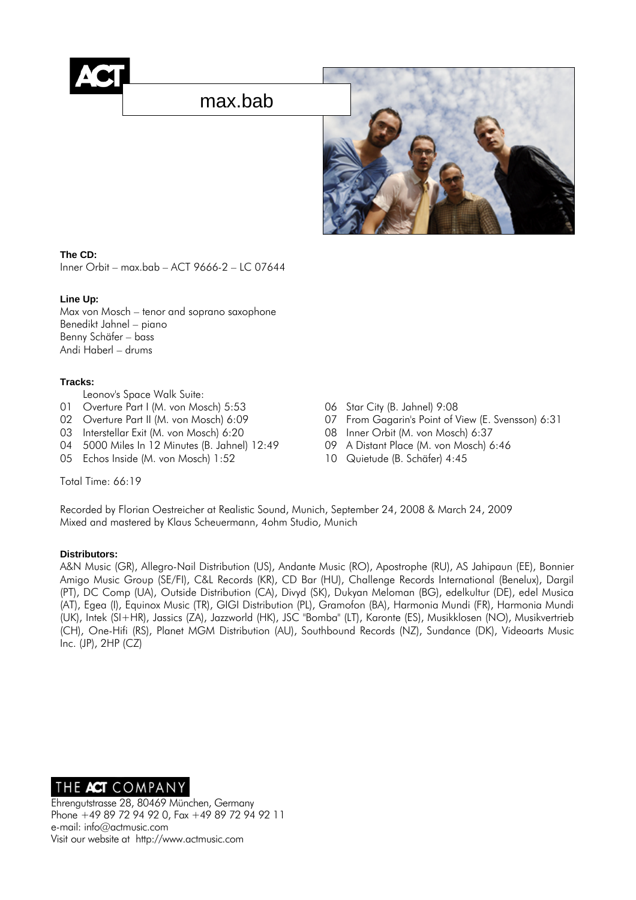ACT

# max.bab

**The CD:**
Inner Orbit – max.bab – ACT 9666-2 – LC 07644

**Line Up:**
Max von Mosch – tenor and soprano saxophone
Benedikt Jahnel – piano
Benny Schäfer – bass
Andi Haberl – drums

**Tracks:**

Leonov's Space Walk Suite:

01 Overture Part I (M. von Mosch) 5:53
02 Overture Part II (M. von Mosch) 6:09
03 Interstellar Exit (M. von Mosch) 6:20
04 5000 Miles In 12 Minutes (B. Jahnel) 12:49
05 Echos Inside (M. von Mosch) 1:52
06 Star City (B. Jahnel) 9:08
07 From Gagarin's Point of View (E. Svensson) 6:31
08 Inner Orbit (M. von Mosch) 6:37
09 A Distant Place (M. von Mosch) 6:46
10 Quietude (B. Schäfer) 4:45

Total Time: 66:19

Recorded by Florian Oestreicher at Realistic Sound, Munich, September 24, 2008 & March 24, 2009
Mixed and mastered by Klaus Scheuermann, 4ohm Studio, Munich

**Distributors:**
A&N Music (GR), Allegro-Nail Distribution (US), Andante Music (RO), Apostrophe (RU), AS Jahipaun (EE), Bonnier Amigo Music Group (SE/FI), C&L Records (KR), CD Bar (HU), Challenge Records International (Benelux), Dargil (PT), DC Comp (UA), Outside Distribution (CA), Divyd (SK), Dukyan Meloman (BG), edelkultur (DE), edel Musica (AT), Egea (I), Equinox Music (TR), GIGI Distribution (PL), Gramofon (BA), Harmonia Mundi (FR), Harmonia Mundi (UK), Intek (SI+HR), Jassics (ZA), Jazzworld (HK), JSC "Bomba" (LT), Karonte (ES), Musikklosen (NO), Musikvertrieb (CH), One-Hifi (RS), Planet MGM Distribution (AU), Southbound Records (NZ), Sundance (DK), Videoarts Music Inc. (JP), 2HP (CZ)

THE ACT COMPANY
Ehrengutstrasse 28, 80469 München, Germany
Phone +49 89 72 94 92 0, Fax +49 89 72 94 92 11
e-mail: info@actmusic.com
Visit our website at http://www.actmusic.com